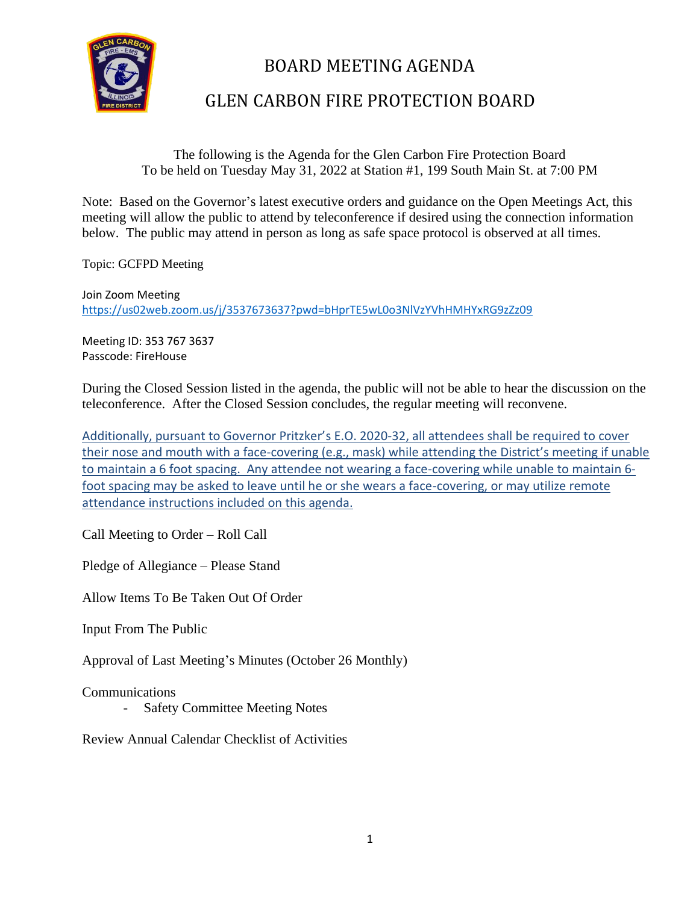# BOARD MEETING AGENDA

# GLEN CARBON FIRE PROTECTION BOARD

The following is the Agenda for the Glen Carbon Fire Protection Board
To be held on Tuesday May 31, 2022 at Station #1, 199 South Main St. at 7:00 PM

Note: Based on the Governor's latest executive orders and guidance on the Open Meetings Act, this meeting will allow the public to attend by teleconference if desired using the connection information below. The public may attend in person as long as safe space protocol is observed at all times.

Topic: GCFPD Meeting

Join Zoom Meeting
https://us02web.zoom.us/j/3537673637?pwd=bHprTE5wL0o3NlVzYVhHMHYxRG9zZz09

Meeting ID: 353 767 3637
Passcode: FireHouse

During the Closed Session listed in the agenda, the public will not be able to hear the discussion on the teleconference. After the Closed Session concludes, the regular meeting will reconvene.

Additionally, pursuant to Governor Pritzker's E.O. 2020-32, all attendees shall be required to cover their nose and mouth with a face-covering (e.g., mask) while attending the District's meeting if unable to maintain a 6 foot spacing. Any attendee not wearing a face-covering while unable to maintain 6-foot spacing may be asked to leave until he or she wears a face-covering, or may utilize remote attendance instructions included on this agenda.

Call Meeting to Order – Roll Call

Pledge of Allegiance – Please Stand

Allow Items To Be Taken Out Of Order

Input From The Public

Approval of Last Meeting's Minutes (October 26 Monthly)

Communications

- Safety Committee Meeting Notes

Review Annual Calendar Checklist of Activities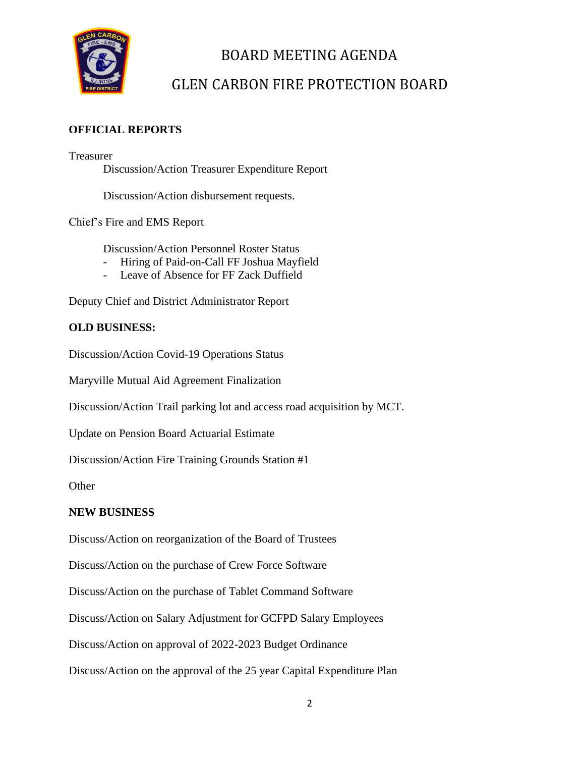# BOARD MEETING AGENDA

## GLEN CARBON FIRE PROTECTION BOARD

**OFFICIAL REPORTS**

Treasurer

Discussion/Action Treasurer Expenditure Report

Discussion/Action disbursement requests.

Chief's Fire and EMS Report

Discussion/Action Personnel Roster Status

- Hiring of Paid-on-Call FF Joshua Mayfield
- Leave of Absence for FF Zack Duffield

Deputy Chief and District Administrator Report

**OLD BUSINESS:**

Discussion/Action Covid-19 Operations Status

Maryville Mutual Aid Agreement Finalization

Discussion/Action Trail parking lot and access road acquisition by MCT.

Update on Pension Board Actuarial Estimate

Discussion/Action Fire Training Grounds Station #1

Other

**NEW BUSINESS**

Discuss/Action on reorganization of the Board of Trustees

Discuss/Action on the purchase of Crew Force Software

Discuss/Action on the purchase of Tablet Command Software

Discuss/Action on Salary Adjustment for GCFPD Salary Employees

Discuss/Action on approval of 2022-2023 Budget Ordinance

Discuss/Action on the approval of the 25 year Capital Expenditure Plan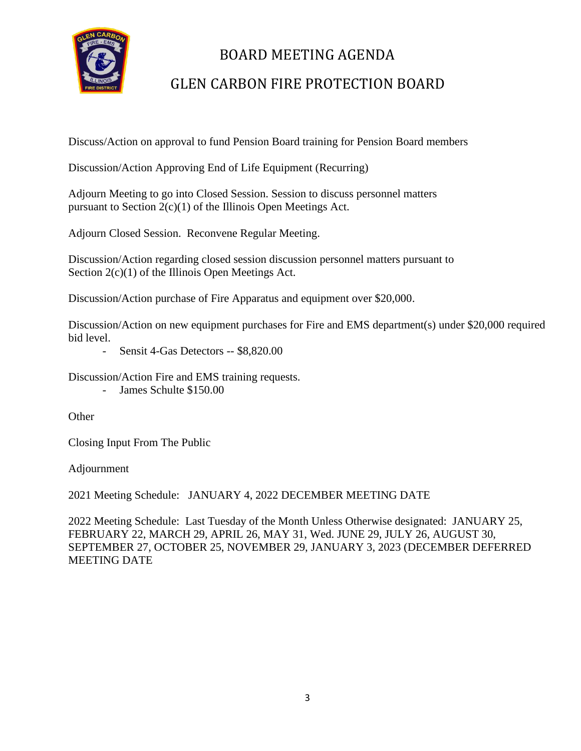# BOARD MEETING AGENDA

# GLEN CARBON FIRE PROTECTION BOARD

Discuss/Action on approval to fund Pension Board training for Pension Board members

Discussion/Action Approving End of Life Equipment (Recurring)

Adjourn Meeting to go into Closed Session. Session to discuss personnel matters pursuant to Section 2(c)(1) of the Illinois Open Meetings Act.

Adjourn Closed Session. Reconvene Regular Meeting.

Discussion/Action regarding closed session discussion personnel matters pursuant to Section 2(c)(1) of the Illinois Open Meetings Act.

Discussion/Action purchase of Fire Apparatus and equipment over $20,000.

Discussion/Action on new equipment purchases for Fire and EMS department(s) under $20,000 required bid level.

- Sensit 4-Gas Detectors -- $8,820.00

Discussion/Action Fire and EMS training requests.

- James Schulte $150.00

Other

Closing Input From The Public

Adjournment

2021 Meeting Schedule: JANUARY 4, 2022 DECEMBER MEETING DATE

2022 Meeting Schedule: Last Tuesday of the Month Unless Otherwise designated: JANUARY 25, FEBRUARY 22, MARCH 29, APRIL 26, MAY 31, Wed. JUNE 29, JULY 26, AUGUST 30, SEPTEMBER 27, OCTOBER 25, NOVEMBER 29, JANUARY 3, 2023 (DECEMBER DEFERRED MEETING DATE